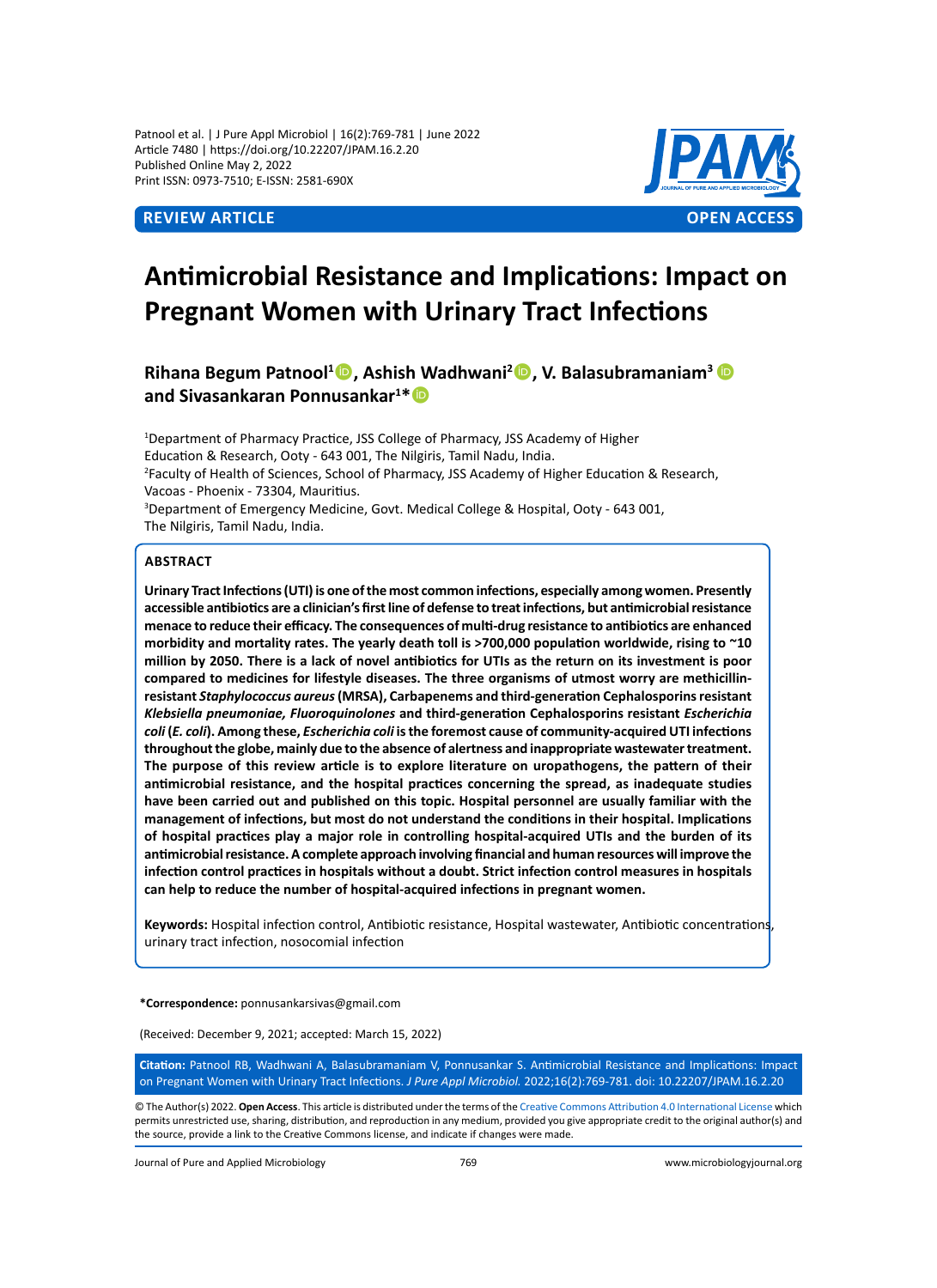REVIEW ARTICLE | OPEN ACCESS

# Antimicrobial Resistance and Implications: Impact on Pregnant Women with Urinary Tract Infections

**Rihana Begum Patnool[1], Ashish Wadhwani[2], V. Balasubramaniam[3] and Sivasankaran Ponnusankar[1]***

[1]Department of Pharmacy Practice, JSS College of Pharmacy, JSS Academy of Higher Education & Research, Ooty - 643 001, The Nilgiris, Tamil Nadu, India.
[2]Faculty of Health of Sciences, School of Pharmacy, JSS Academy of Higher Education & Research, Vacoas - Phoenix - 73304, Mauritius.
[3]Department of Emergency Medicine, Govt. Medical College & Hospital, Ooty - 643 001, The Nilgiris, Tamil Nadu, India.

## ABSTRACT

**Urinary Tract Infections (UTI) is one of the most common infections, especially among women. Presently accessible antibiotics are a clinician's first line of defense to treat infections, but antimicrobial resistance menace to reduce their efficacy. The consequences of multi-drug resistance to antibiotics are enhanced morbidity and mortality rates. The yearly death toll is >700,000 population worldwide, rising to ~10 million by 2050. There is a lack of novel antibiotics for UTIs as the return on its investment is poor compared to medicines for lifestyle diseases. The three organisms of utmost worry are methicillin-resistant *Staphylococcus aureus* (MRSA), Carbapenems and third-generation Cephalosporins resistant *Klebsiella pneumoniae, Fluoroquinolones* and third-generation Cephalosporins resistant *Escherichia coli* (*E. coli*). Among these, *Escherichia coli* is the foremost cause of community-acquired UTI infections throughout the globe, mainly due to the absence of alertness and inappropriate wastewater treatment. The purpose of this review article is to explore literature on uropathogens, the pattern of their antimicrobial resistance, and the hospital practices concerning the spread, as inadequate studies have been carried out and published on this topic. Hospital personnel are usually familiar with the management of infections, but most do not understand the conditions in their hospital. Implications of hospital practices play a major role in controlling hospital-acquired UTIs and the burden of its antimicrobial resistance. A complete approach involving financial and human resources will improve the infection control practices in hospitals without a doubt. Strict infection control measures in hospitals can help to reduce the number of hospital-acquired infections in pregnant women.**

**Keywords:** Hospital infection control, Antibiotic resistance, Hospital wastewater, Antibiotic concentrations, urinary tract infection, nosocomial infection

***Correspondence:** ponnusankarsivas@gmail.com

(Received: December 9, 2021; accepted: March 15, 2022)

**Citation:** Patnool RB, Wadhwani A, Balasubramaniam V, Ponnusankar S. Antimicrobial Resistance and Implications: Impact on Pregnant Women with Urinary Tract Infections. *J Pure Appl Microbiol.* 2022;16(2):769-781. doi: 10.22207/JPAM.16.2.20

© The Author(s) 2022. **Open Access**. This article is distributed under the terms of the Creative Commons Attribution 4.0 International License which permits unrestricted use, sharing, distribution, and reproduction in any medium, provided you give appropriate credit to the original author(s) and the source, provide a link to the Creative Commons license, and indicate if changes were made.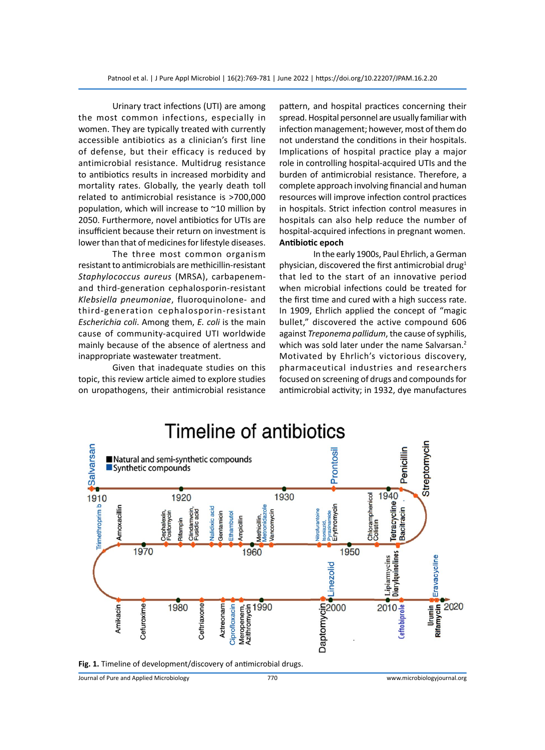Urinary tract infections (UTI) are among the most common infections, especially in women. They are typically treated with currently accessible antibiotics as a clinician's first line of defense, but their efficacy is reduced by antimicrobial resistance. Multidrug resistance to antibiotics results in increased morbidity and mortality rates. Globally, the yearly death toll related to antimicrobial resistance is >700,000 population, which will increase to ~10 million by 2050. Furthermore, novel antibiotics for UTIs are insufficient because their return on investment is lower than that of medicines for lifestyle diseases.

The three most common organism resistant to antimicrobials are methicillin-resistant *Staphylococcus aureus* (MRSA), carbapenem- and third-generation cephalosporin-resistant *Klebsiella pneumoniae*, fluoroquinolone- and third-generation cephalosporin-resistant *Escherichia coli*. Among them, *E. coli* is the main cause of community-acquired UTI worldwide mainly because of the absence of alertness and inappropriate wastewater treatment.

Given that inadequate studies on this topic, this review article aimed to explore studies on uropathogens, their antimicrobial resistance pattern, and hospital practices concerning their spread. Hospital personnel are usually familiar with infection management; however, most of them do not understand the conditions in their hospitals. Implications of hospital practice play a major role in controlling hospital-acquired UTIs and the burden of antimicrobial resistance. Therefore, a complete approach involving financial and human resources will improve infection control practices in hospitals. Strict infection control measures in hospitals can also help reduce the number of hospital-acquired infections in pregnant women.

**Antibiotic epoch**

In the early 1900s, Paul Ehrlich, a German physician, discovered the first antimicrobial drug[1] that led to the start of an innovative period when microbial infections could be treated for the first time and cured with a high success rate. In 1909, Ehrlich applied the concept of "magic bullet," discovered the active compound 606 against *Treponema pallidum*, the cause of syphilis, which was sold later under the name Salvarsan.[2] Motivated by Ehrlich's victorious discovery, pharmaceutical industries and researchers focused on screening of drugs and compounds for antimicrobial activity; in 1932, dye manufactures

**Fig. 1.** Timeline of development/discovery of antimicrobial drugs.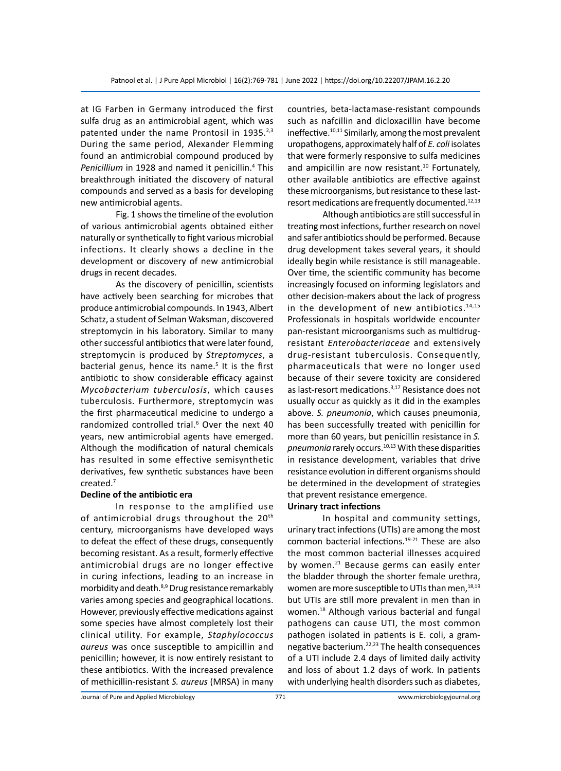at IG Farben in Germany introduced the first sulfa drug as an antimicrobial agent, which was patented under the name Prontosil in 1935.[2,3] During the same period, Alexander Flemming found an antimicrobial compound produced by *Penicillium* in 1928 and named it penicillin.[4] This breakthrough initiated the discovery of natural compounds and served as a basis for developing new antimicrobial agents.

Fig. 1 shows the timeline of the evolution of various antimicrobial agents obtained either naturally or synthetically to fight various microbial infections. It clearly shows a decline in the development or discovery of new antimicrobial drugs in recent decades.

As the discovery of penicillin, scientists have actively been searching for microbes that produce antimicrobial compounds. In 1943, Albert Schatz, a student of Selman Waksman, discovered streptomycin in his laboratory. Similar to many other successful antibiotics that were later found, streptomycin is produced by *Streptomyces*, a bacterial genus, hence its name.[5] It is the first antibiotic to show considerable efficacy against *Mycobacterium tuberculosis*, which causes tuberculosis. Furthermore, streptomycin was the first pharmaceutical medicine to undergo a randomized controlled trial.[6] Over the next 40 years, new antimicrobial agents have emerged. Although the modification of natural chemicals has resulted in some effective semisynthetic derivatives, few synthetic substances have been created.[7]

**Decline of the antibiotic era**

In response to the amplified use of antimicrobial drugs throughout the 20th century, microorganisms have developed ways to defeat the effect of these drugs, consequently becoming resistant. As a result, formerly effective antimicrobial drugs are no longer effective in curing infections, leading to an increase in morbidity and death.[8,9] Drug resistance remarkably varies among species and geographical locations. However, previously effective medications against some species have almost completely lost their clinical utility. For example, *Staphylococcus aureus* was once susceptible to ampicillin and penicillin; however, it is now entirely resistant to these antibiotics. With the increased prevalence of methicillin-resistant *S. aureus* (MRSA) in many countries, beta-lactamase-resistant compounds such as nafcillin and dicloxacillin have become ineffective.[10,11] Similarly, among the most prevalent uropathogens, approximately half of *E. coli* isolates that were formerly responsive to sulfa medicines and ampicillin are now resistant.[10] Fortunately, other available antibiotics are effective against these microorganisms, but resistance to these last-resort medications are frequently documented.[12,13]

Although antibiotics are still successful in treating most infections, further research on novel and safer antibiotics should be performed. Because drug development takes several years, it should ideally begin while resistance is still manageable. Over time, the scientific community has become increasingly focused on informing legislators and other decision-makers about the lack of progress in the development of new antibiotics.[14,15] Professionals in hospitals worldwide encounter pan-resistant microorganisms such as multidrug-resistant *Enterobacteriaceae* and extensively drug-resistant tuberculosis. Consequently, pharmaceuticals that were no longer used because of their severe toxicity are considered as last-resort medications.[3,17] Resistance does not usually occur as quickly as it did in the examples above. *S. pneumonia*, which causes pneumonia, has been successfully treated with penicillin for more than 60 years, but penicillin resistance in *S. pneumonia* rarely occurs.[10,13] With these disparities in resistance development, variables that drive resistance evolution in different organisms should be determined in the development of strategies that prevent resistance emergence.

**Urinary tract infections**

In hospital and community settings, urinary tract infections (UTIs) are among the most common bacterial infections.[19-21] These are also the most common bacterial illnesses acquired by women.[21] Because germs can easily enter the bladder through the shorter female urethra, women are more susceptible to UTIs than men,[18,19] but UTIs are still more prevalent in men than in women.[18] Although various bacterial and fungal pathogens can cause UTI, the most common pathogen isolated in patients is E. coli, a gram-negative bacterium.[22,23] The health consequences of a UTI include 2.4 days of limited daily activity and loss of about 1.2 days of work. In patients with underlying health disorders such as diabetes,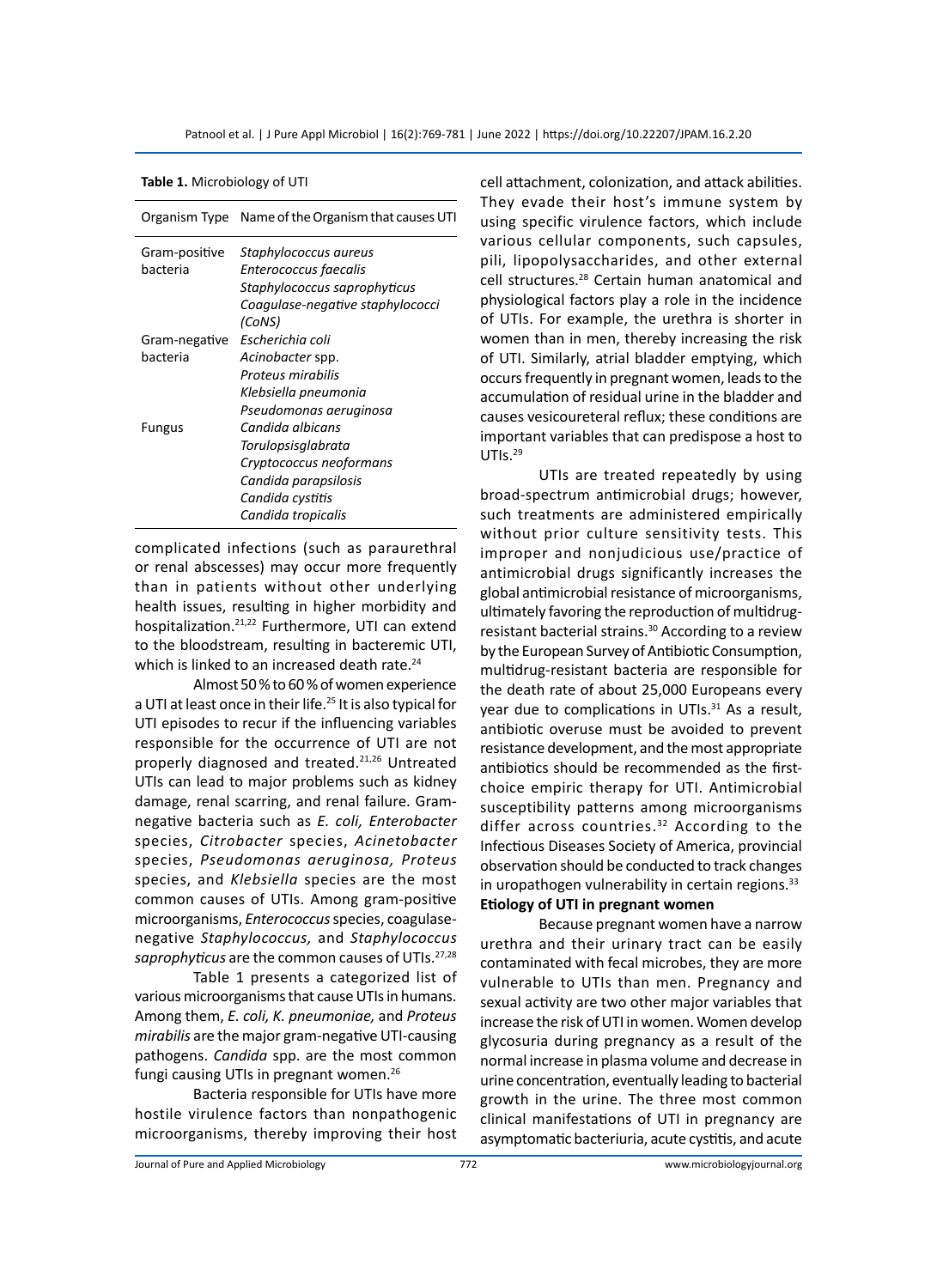**Table 1.** Microbiology of UTI

| Organism Type | Name of the Organism that causes UTI |
| --- | --- |
| Gram-positive bacteria | *Staphylococcus aureus* |
| | *Enterococcus faecalis* |
| | *Staphylococcus saprophyticus* |
| | *Coagulase-negative staphylococci (CoNS)* |
| Gram-negative bacteria | *Escherichia coli* |
| | *Acinobacter* spp. |
| | *Proteus mirabilis* |
| | *Klebsiella pneumonia* |
| | *Pseudomonas aeruginosa* |
| Fungus | *Candida albicans* |
| | *Torulopsisglabrata* |
| | *Cryptococcus neoformans* |
| | *Candida parapsilosis* |
| | *Candida cystitis* |
| | *Candida tropicalis* |

complicated infections (such as paraurethral or renal abscesses) may occur more frequently than in patients without other underlying health issues, resulting in higher morbidity and hospitalization.[21,22] Furthermore, UTI can extend to the bloodstream, resulting in bacteremic UTI, which is linked to an increased death rate.[24]

Almost 50 % to 60 % of women experience a UTI at least once in their life.[25] It is also typical for UTI episodes to recur if the influencing variables responsible for the occurrence of UTI are not properly diagnosed and treated.[21,26] Untreated UTIs can lead to major problems such as kidney damage, renal scarring, and renal failure. Gram-negative bacteria such as *E. coli, Enterobacter* species, *Citrobacter* species, *Acinetobacter* species, *Pseudomonas aeruginosa, Proteus* species, and *Klebsiella* species are the most common causes of UTIs. Among gram-positive microorganisms, *Enterococcus* species, coagulase-negative *Staphylococcus,* and *Staphylococcus saprophyticus* are the common causes of UTIs.[27,28]

Table 1 presents a categorized list of various microorganisms that cause UTIs in humans. Among them, *E. coli, K. pneumoniae,* and *Proteus mirabilis* are the major gram-negative UTI-causing pathogens. *Candida* spp. are the most common fungi causing UTIs in pregnant women.[26]

Bacteria responsible for UTIs have more hostile virulence factors than nonpathogenic microorganisms, thereby improving their host cell attachment, colonization, and attack abilities. They evade their host's immune system by using specific virulence factors, which include various cellular components, such capsules, pili, lipopolysaccharides, and other external cell structures.[28] Certain human anatomical and physiological factors play a role in the incidence of UTIs. For example, the urethra is shorter in women than in men, thereby increasing the risk of UTI. Similarly, atrial bladder emptying, which occurs frequently in pregnant women, leads to the accumulation of residual urine in the bladder and causes vesicoureteral reflux; these conditions are important variables that can predispose a host to UTIs.[29]

UTIs are treated repeatedly by using broad-spectrum antimicrobial drugs; however, such treatments are administered empirically without prior culture sensitivity tests. This improper and nonjudicious use/practice of antimicrobial drugs significantly increases the global antimicrobial resistance of microorganisms, ultimately favoring the reproduction of multidrug-resistant bacterial strains.[30] According to a review by the European Survey of Antibiotic Consumption, multidrug-resistant bacteria are responsible for the death rate of about 25,000 Europeans every year due to complications in UTIs.[31] As a result, antibiotic overuse must be avoided to prevent resistance development, and the most appropriate antibiotics should be recommended as the first-choice empiric therapy for UTI. Antimicrobial susceptibility patterns among microorganisms differ across countries.[32] According to the Infectious Diseases Society of America, provincial observation should be conducted to track changes in uropathogen vulnerability in certain regions.[33]

### Etiology of UTI in pregnant women

Because pregnant women have a narrow urethra and their urinary tract can be easily contaminated with fecal microbes, they are more vulnerable to UTIs than men. Pregnancy and sexual activity are two other major variables that increase the risk of UTI in women. Women develop glycosuria during pregnancy as a result of the normal increase in plasma volume and decrease in urine concentration, eventually leading to bacterial growth in the urine. The three most common clinical manifestations of UTI in pregnancy are asymptomatic bacteriuria, acute cystitis, and acute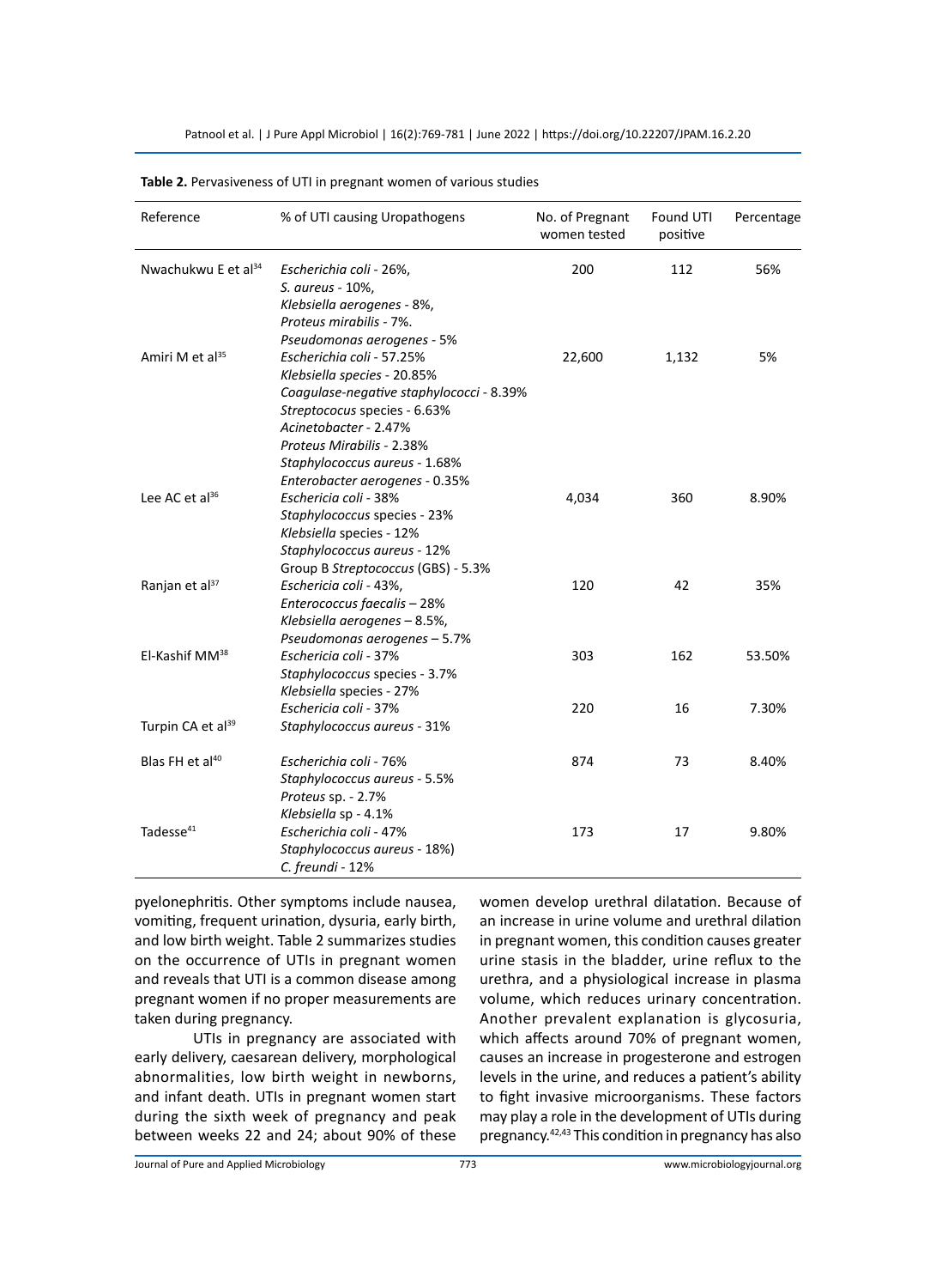**Table 2.** Pervasiveness of UTI in pregnant women of various studies

| Reference | % of UTI causing Uropathogens | No. of Pregnant women tested | Found UTI positive | Percentage |
|---|---|---|---|---|
| Nwachukwu E et al[34] | *Escherichia coli* - 26%, *S. aureus* - 10%, *Klebsiella aerogenes* - 8%, *Proteus mirabilis* - 7%. *Pseudomonas aerogenes* - 5% | 200 | 112 | 56% |
| Amiri M et al[35] | *Escherichia coli* - 57.25% *Klebsiella species* - 20.85% *Coagulase-negative staphylococci* - 8.39% *Streptococus* species - 6.63% *Acinetobacter* - 2.47% *Proteus Mirabilis* - 2.38% *Staphylococcus aureus* - 1.68% *Enterobacter aerogenes* - 0.35% | 22,600 | 1,132 | 5% |
| Lee AC et al[36] | *Eschericia coli* - 38% *Staphylococcus* species - 23% *Klebsiella* species - 12% *Staphylococcus aureus* - 12% Group B *Streptococcus* (GBS) - 5.3% | 4,034 | 360 | 8.90% |
| Ranjan et al[37] | *Eschericia coli* - 43%, *Enterococcus faecalis* – 28% *Klebsiella aerogenes* – 8.5%, *Pseudomonas aerogenes* – 5.7% | 120 | 42 | 35% |
| El-Kashif MM[38] | *Eschericia coli* - 37% *Staphylococcus* species - 3.7% *Klebsiella* species - 27% | 303 | 162 | 53.50% |
| Turpin CA et al[39] | *Eschericia coli* - 37% *Staphylococcus aureus* - 31% | 220 | 16 | 7.30% |
| Blas FH et al[40] | *Escherichia coli* - 76% *Staphylococcus aureus* - 5.5% *Proteus* sp. - 2.7% *Klebsiella* sp - 4.1% | 874 | 73 | 8.40% |
| Tadesse[41] | *Escherichia coli* - 47% *Staphylococcus aureus* - 18%) *C. freundi* - 12% | 173 | 17 | 9.80% |

pyelonephritis. Other symptoms include nausea, vomiting, frequent urination, dysuria, early birth, and low birth weight. Table 2 summarizes studies on the occurrence of UTIs in pregnant women and reveals that UTI is a common disease among pregnant women if no proper measurements are taken during pregnancy.

UTIs in pregnancy are associated with early delivery, caesarean delivery, morphological abnormalities, low birth weight in newborns, and infant death. UTIs in pregnant women start during the sixth week of pregnancy and peak between weeks 22 and 24; about 90% of these women develop urethral dilatation. Because of an increase in urine volume and urethral dilation in pregnant women, this condition causes greater urine stasis in the bladder, urine reflux to the urethra, and a physiological increase in plasma volume, which reduces urinary concentration. Another prevalent explanation is glycosuria, which affects around 70% of pregnant women, causes an increase in progesterone and estrogen levels in the urine, and reduces a patient's ability to fight invasive microorganisms. These factors may play a role in the development of UTIs during pregnancy.[42,43] This condition in pregnancy has also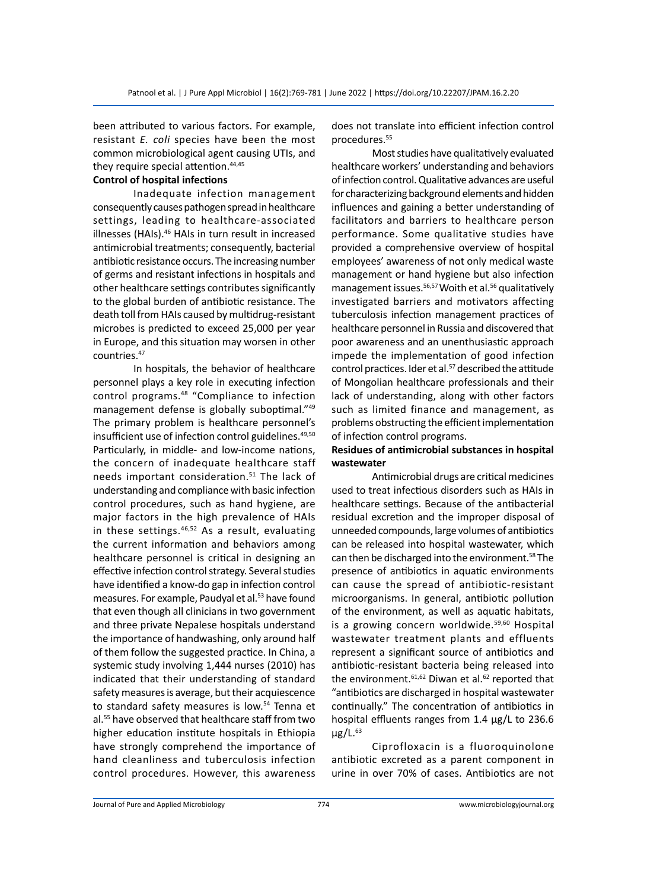been attributed to various factors. For example, resistant *E. coli* species have been the most common microbiological agent causing UTIs, and they require special attention.[44,45]

**Control of hospital infections**

Inadequate infection management consequently causes pathogen spread in healthcare settings, leading to healthcare-associated illnesses (HAIs).[46] HAIs in turn result in increased antimicrobial treatments; consequently, bacterial antibiotic resistance occurs. The increasing number of germs and resistant infections in hospitals and other healthcare settings contributes significantly to the global burden of antibiotic resistance. The death toll from HAIs caused by multidrug-resistant microbes is predicted to exceed 25,000 per year in Europe, and this situation may worsen in other countries.[47]

In hospitals, the behavior of healthcare personnel plays a key role in executing infection control programs.[48] "Compliance to infection management defense is globally suboptimal."[49] The primary problem is healthcare personnel's insufficient use of infection control guidelines.[49,50] Particularly, in middle- and low-income nations, the concern of inadequate healthcare staff needs important consideration.[51] The lack of understanding and compliance with basic infection control procedures, such as hand hygiene, are major factors in the high prevalence of HAIs in these settings.[46,52] As a result, evaluating the current information and behaviors among healthcare personnel is critical in designing an effective infection control strategy. Several studies have identified a know-do gap in infection control measures. For example, Paudyal et al.[53] have found that even though all clinicians in two government and three private Nepalese hospitals understand the importance of handwashing, only around half of them follow the suggested practice. In China, a systemic study involving 1,444 nurses (2010) has indicated that their understanding of standard safety measures is average, but their acquiescence to standard safety measures is low.[54] Tenna et al.[55] have observed that healthcare staff from two higher education institute hospitals in Ethiopia have strongly comprehend the importance of hand cleanliness and tuberculosis infection control procedures. However, this awareness does not translate into efficient infection control procedures.[55]

Most studies have qualitatively evaluated healthcare workers' understanding and behaviors of infection control. Qualitative advances are useful for characterizing background elements and hidden influences and gaining a better understanding of facilitators and barriers to healthcare person performance. Some qualitative studies have provided a comprehensive overview of hospital employees' awareness of not only medical waste management or hand hygiene but also infection management issues.[56,57] Woith et al.[56] qualitatively investigated barriers and motivators affecting tuberculosis infection management practices of healthcare personnel in Russia and discovered that poor awareness and an unenthusiastic approach impede the implementation of good infection control practices. Ider et al.[57] described the attitude of Mongolian healthcare professionals and their lack of understanding, along with other factors such as limited finance and management, as problems obstructing the efficient implementation of infection control programs.

**Residues of antimicrobial substances in hospital wastewater**

Antimicrobial drugs are critical medicines used to treat infectious disorders such as HAIs in healthcare settings. Because of the antibacterial residual excretion and the improper disposal of unneeded compounds, large volumes of antibiotics can be released into hospital wastewater, which can then be discharged into the environment.[58] The presence of antibiotics in aquatic environments can cause the spread of antibiotic-resistant microorganisms. In general, antibiotic pollution of the environment, as well as aquatic habitats, is a growing concern worldwide.[59,60] Hospital wastewater treatment plants and effluents represent a significant source of antibiotics and antibiotic-resistant bacteria being released into the environment.[61,62] Diwan et al.[62] reported that "antibiotics are discharged in hospital wastewater continually." The concentration of antibiotics in hospital effluents ranges from 1.4 µg/L to 236.6 µg/L.[63]

Ciprofloxacin is a fluoroquinolone antibiotic excreted as a parent component in urine in over 70% of cases. Antibiotics are not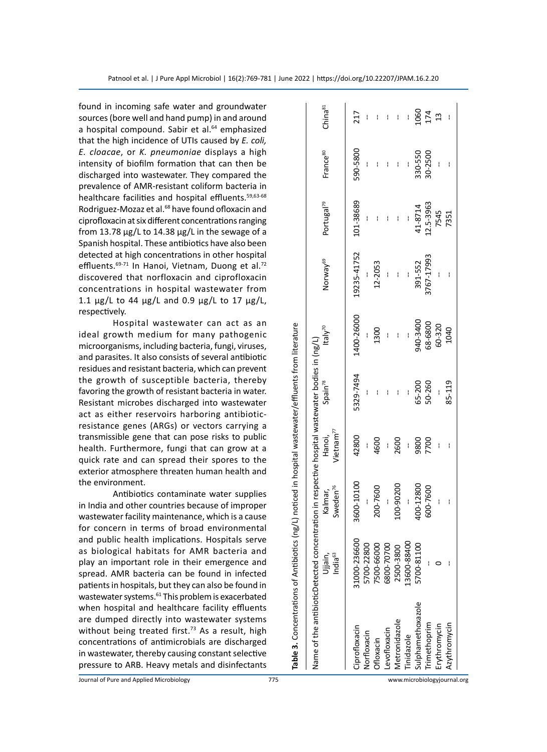found in incoming safe water and groundwater sources (bore well and hand pump) in and around a hospital compound. Sabir et al.[64] emphasized that the high incidence of UTIs caused by *E. coli, E. cloacae*, or *K. pneumoniae* displays a high intensity of biofilm formation that can then be discharged into wastewater. They compared the prevalence of AMR-resistant coliform bacteria in healthcare facilities and hospital effluents.[59,63-68] Rodriguez-Mozaz et al.[68] have found ofloxacin and ciprofloxacin at six different concentrations ranging from 13.78 µg/L to 14.38 µg/L in the sewage of a Spanish hospital. These antibiotics have also been detected at high concentrations in other hospital effluents.[69-71] In Hanoi, Vietnam, Duong et al.[72] discovered that norfloxacin and ciprofloxacin concentrations in hospital wastewater from 1.1 µg/L to 44 µg/L and 0.9 µg/L to 17 µg/L, respectively.

Hospital wastewater can act as an ideal growth medium for many pathogenic microorganisms, including bacteria, fungi, viruses, and parasites. It also consists of several antibiotic residues and resistant bacteria, which can prevent the growth of susceptible bacteria, thereby favoring the growth of resistant bacteria in water. Resistant microbes discharged into wastewater act as either reservoirs harboring antibiotic-resistance genes (ARGs) or vectors carrying a transmissible gene that can pose risks to public health. Furthermore, fungi that can grow at a quick rate and can spread their spores to the exterior atmosphere threaten human health and the environment.

Antibiotics contaminate water supplies in India and other countries because of improper wastewater facility maintenance, which is a cause for concern in terms of broad environmental and public health implications. Hospitals serve as biological habitats for AMR bacteria and play an important role in their emergence and spread. AMR bacteria can be found in infected patients in hospitals, but they can also be found in wastewater systems.[61] This problem is exacerbated when hospital and healthcare facility effluents are dumped directly into wastewater systems without being treated first.[73] As a result, high concentrations of antimicrobials are discharged in wastewater, thereby causing constant selective pressure to ARB. Heavy metals and disinfectants

**Table 3.** Concentrations of Antibiotics (ng/L) noticed in hospital wastewater/effluents from literature

| Name of the antibiotic | Detected concentration in respective hospital wastewater bodies in (ng/L) | | | | | | | | |
|---|---|---|---|---|---|---|---|---|---|
| | Ujjain, India[63] | Kalmar, Sweden[76] | Hanoi, Vietnam[77] | Spain[78] | Italy[70] | Norway[69] | Portugal[79] | France[80] | China[81] |
| Ciprofloxacin | 31000-236600 | 3600-10100 | 42800 | 5329-7494 | 1400-26000 | 19235-41752 | 101-38689 | 590-5800 | 217 |
| Norfloxacin | 5700-22800 | - | - | - | - | - | - | - | - |
| Ofloxacin | 7500-66000 | 200-7600 | 4600 | - | 1300 | 12-2053 | - | - | - |
| Levofloxacin | 6800-70700 | - | - | - | - | - | - | - | - |
| Metronidazole | 2500-3800 | 100-90200 | 2600 | - | - | - | - | - | - |
| Tinidazole | 13600-88400 | - | - | - | - | - | - | - | - |
| Sulphamethoxazole | 5700-81100 | 400-12800 | 9800 | 65-200 | 940-3400 | 391-552 | 41-8714 | 330-550 | 1060 |
| Trimethoprim | - | 600-7600 | 7700 | 50-260 | 68-6800 | 3767-17993 | 12.5-3963 | 30-2500 | 174 |
| Erythromycin | 0 | - | - | - | 60-320 | - | 7545 | - | 13 |
| Azythromycin | - | - | - | 85-119 | 1040 | - | 7351 | - | - |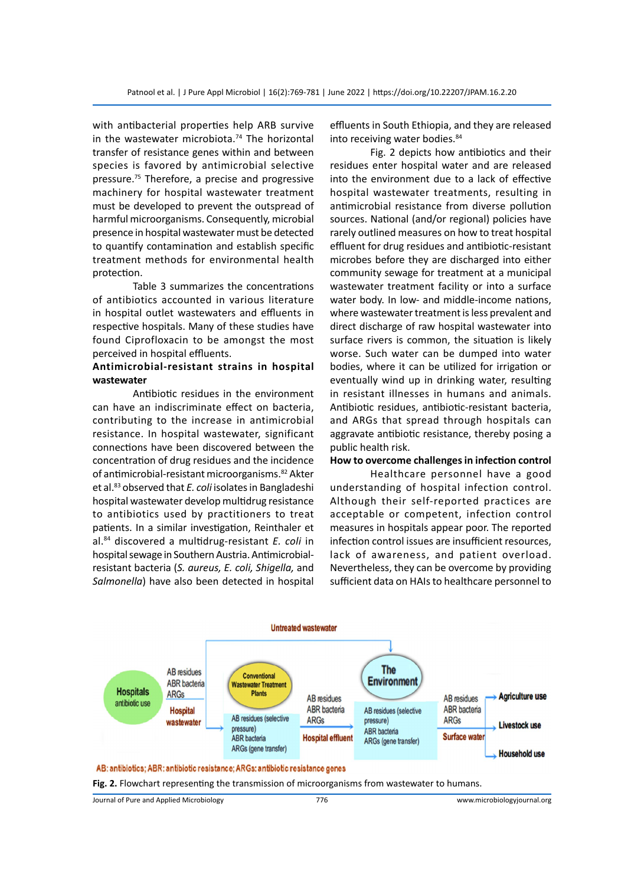with antibacterial properties help ARB survive in the wastewater microbiota.[74] The horizontal transfer of resistance genes within and between species is favored by antimicrobial selective pressure.[75] Therefore, a precise and progressive machinery for hospital wastewater treatment must be developed to prevent the outspread of harmful microorganisms. Consequently, microbial presence in hospital wastewater must be detected to quantify contamination and establish specific treatment methods for environmental health protection.

Table 3 summarizes the concentrations of antibiotics accounted in various literature in hospital outlet wastewaters and effluents in respective hospitals. Many of these studies have found Ciprofloxacin to be amongst the most perceived in hospital effluents.

**Antimicrobial-resistant strains in hospital wastewater**

Antibiotic residues in the environment can have an indiscriminate effect on bacteria, contributing to the increase in antimicrobial resistance. In hospital wastewater, significant connections have been discovered between the concentration of drug residues and the incidence of antimicrobial-resistant microorganisms.[82] Akter et al.[83] observed that *E. coli* isolates in Bangladeshi hospital wastewater develop multidrug resistance to antibiotics used by practitioners to treat patients. In a similar investigation, Reinthaler et al.[84] discovered a multidrug-resistant *E. coli* in hospital sewage in Southern Austria. Antimicrobial-resistant bacteria (*S. aureus, E. coli, Shigella,* and *Salmonella*) have also been detected in hospital effluents in South Ethiopia, and they are released into receiving water bodies.[84]

Fig. 2 depicts how antibiotics and their residues enter hospital water and are released into the environment due to a lack of effective hospital wastewater treatments, resulting in antimicrobial resistance from diverse pollution sources. National (and/or regional) policies have rarely outlined measures on how to treat hospital effluent for drug residues and antibiotic-resistant microbes before they are discharged into either community sewage for treatment at a municipal wastewater treatment facility or into a surface water body. In low- and middle-income nations, where wastewater treatment is less prevalent and direct discharge of raw hospital wastewater into surface rivers is common, the situation is likely worse. Such water can be dumped into water bodies, where it can be utilized for irrigation or eventually wind up in drinking water, resulting in resistant illnesses in humans and animals. Antibiotic residues, antibiotic-resistant bacteria, and ARGs that spread through hospitals can aggravate antibiotic resistance, thereby posing a public health risk.

**How to overcome challenges in infection control**

Healthcare personnel have a good understanding of hospital infection control. Although their self-reported practices are acceptable or competent, infection control measures in hospitals appear poor. The reported infection control issues are insufficient resources, lack of awareness, and patient overload. Nevertheless, they can be overcome by providing sufficient data on HAIs to healthcare personnel to

AB: antibiotics; ABR: antibiotic resistance; ARGs: antibiotic resistance genes

**Fig. 2.** Flowchart representing the transmission of microorganisms from wastewater to humans.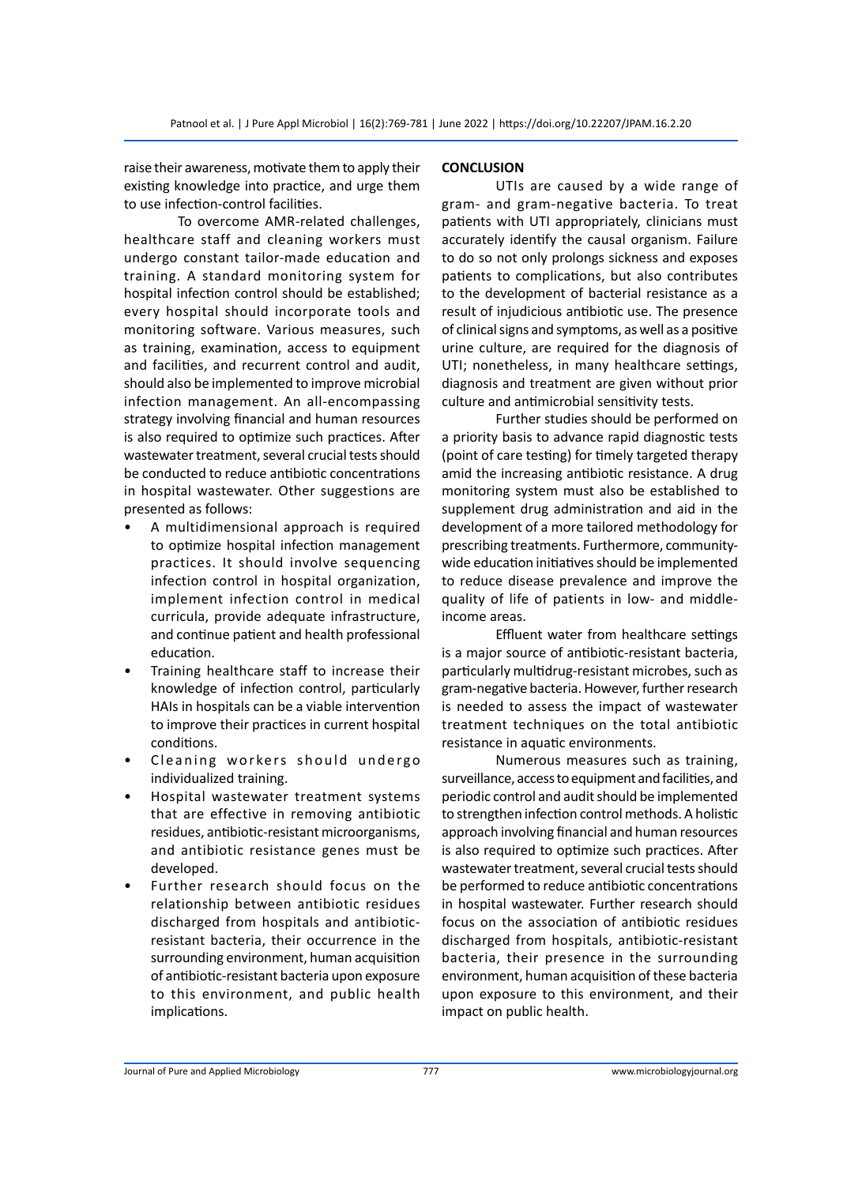raise their awareness, motivate them to apply their existing knowledge into practice, and urge them to use infection-control facilities.

To overcome AMR-related challenges, healthcare staff and cleaning workers must undergo constant tailor-made education and training. A standard monitoring system for hospital infection control should be established; every hospital should incorporate tools and monitoring software. Various measures, such as training, examination, access to equipment and facilities, and recurrent control and audit, should also be implemented to improve microbial infection management. An all-encompassing strategy involving financial and human resources is also required to optimize such practices. After wastewater treatment, several crucial tests should be conducted to reduce antibiotic concentrations in hospital wastewater. Other suggestions are presented as follows:

- A multidimensional approach is required to optimize hospital infection management practices. It should involve sequencing infection control in hospital organization, implement infection control in medical curricula, provide adequate infrastructure, and continue patient and health professional education.
- Training healthcare staff to increase their knowledge of infection control, particularly HAIs in hospitals can be a viable intervention to improve their practices in current hospital conditions.
- Cleaning workers should undergo individualized training.
- Hospital wastewater treatment systems that are effective in removing antibiotic residues, antibiotic-resistant microorganisms, and antibiotic resistance genes must be developed.
- Further research should focus on the relationship between antibiotic residues discharged from hospitals and antibiotic-resistant bacteria, their occurrence in the surrounding environment, human acquisition of antibiotic-resistant bacteria upon exposure to this environment, and public health implications.

## CONCLUSION

UTIs are caused by a wide range of gram- and gram-negative bacteria. To treat patients with UTI appropriately, clinicians must accurately identify the causal organism. Failure to do so not only prolongs sickness and exposes patients to complications, but also contributes to the development of bacterial resistance as a result of injudicious antibiotic use. The presence of clinical signs and symptoms, as well as a positive urine culture, are required for the diagnosis of UTI; nonetheless, in many healthcare settings, diagnosis and treatment are given without prior culture and antimicrobial sensitivity tests.

Further studies should be performed on a priority basis to advance rapid diagnostic tests (point of care testing) for timely targeted therapy amid the increasing antibiotic resistance. A drug monitoring system must also be established to supplement drug administration and aid in the development of a more tailored methodology for prescribing treatments. Furthermore, community-wide education initiatives should be implemented to reduce disease prevalence and improve the quality of life of patients in low- and middle-income areas.

Effluent water from healthcare settings is a major source of antibiotic-resistant bacteria, particularly multidrug-resistant microbes, such as gram-negative bacteria. However, further research is needed to assess the impact of wastewater treatment techniques on the total antibiotic resistance in aquatic environments.

Numerous measures such as training, surveillance, access to equipment and facilities, and periodic control and audit should be implemented to strengthen infection control methods. A holistic approach involving financial and human resources is also required to optimize such practices. After wastewater treatment, several crucial tests should be performed to reduce antibiotic concentrations in hospital wastewater. Further research should focus on the association of antibiotic residues discharged from hospitals, antibiotic-resistant bacteria, their presence in the surrounding environment, human acquisition of these bacteria upon exposure to this environment, and their impact on public health.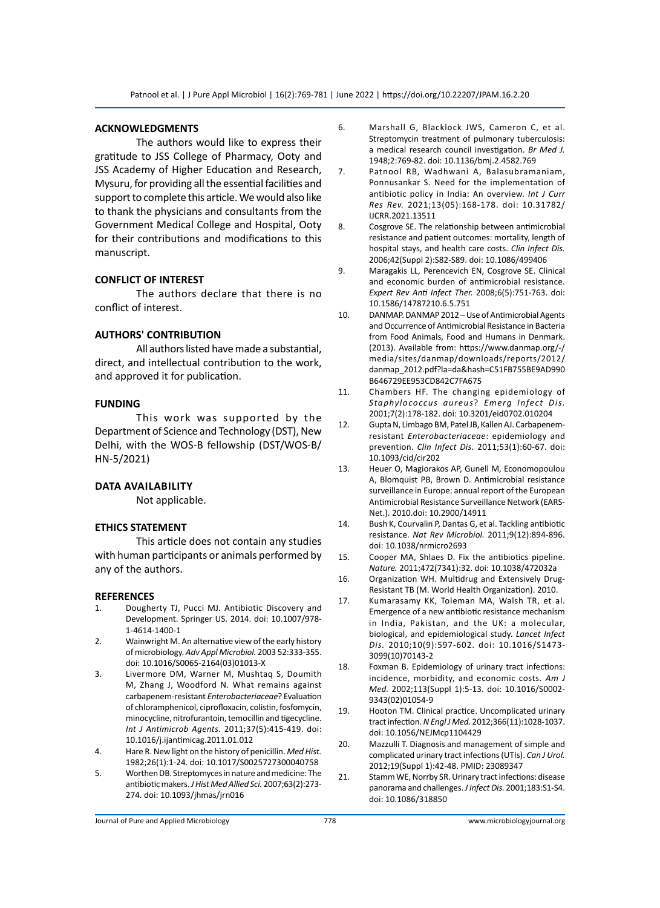## ACKNOWLEDGMENTS

The authors would like to express their gratitude to JSS College of Pharmacy, Ooty and JSS Academy of Higher Education and Research, Mysuru, for providing all the essential facilities and support to complete this article. We would also like to thank the physicians and consultants from the Government Medical College and Hospital, Ooty for their contributions and modifications to this manuscript.

## CONFLICT OF INTEREST

The authors declare that there is no conflict of interest.

## AUTHORS' CONTRIBUTION

All authors listed have made a substantial, direct, and intellectual contribution to the work, and approved it for publication.

## FUNDING

This work was supported by the Department of Science and Technology (DST), New Delhi, with the WOS-B fellowship (DST/WOS-B/HN-5/2021)

## DATA AVAILABILITY

Not applicable.

## ETHICS STATEMENT

This article does not contain any studies with human participants or animals performed by any of the authors.

## REFERENCES

1. Dougherty TJ, Pucci MJ. Antibiotic Discovery and Development. Springer US. 2014. doi: 10.1007/978-1-4614-1400-1
2. Wainwright M. An alternative view of the early history of microbiology. *Adv Appl Microbiol.* 2003 52:333-355. doi: 10.1016/S0065-2164(03)01013-X
3. Livermore DM, Warner M, Mushtaq S, Doumith M, Zhang J, Woodford N. What remains against carbapenem-resistant *Enterobacteriaceae*? Evaluation of chloramphenicol, ciprofloxacin, colistin, fosfomycin, minocycline, nitrofurantoin, temocillin and tigecycline. *Int J Antimicrob Agents.* 2011;37(5):415-419. doi: 10.1016/j.ijantimicag.2011.01.012
4. Hare R. New light on the history of penicillin. *Med Hist.* 1982;26(1):1-24. doi: 10.1017/S0025727300040758
5. Worthen DB. Streptomyces in nature and medicine: The antibiotic makers. *J Hist Med Allied Sci.* 2007;63(2):273-274. doi: 10.1093/jhmas/jrn016
6. Marshall G, Blacklock JWS, Cameron C, et al. Streptomycin treatment of pulmonary tuberculosis: a medical research council investigation. *Br Med J.* 1948;2:769-82. doi: 10.1136/bmj.2.4582.769
7. Patnool RB, Wadhwani A, Balasubramaniam, Ponnusankar S. Need for the implementation of antibiotic policy in India: An overview. *Int J Curr Res Rev.* 2021;13(05):168-178. doi: 10.31782/IJCRR.2021.13511
8. Cosgrove SE. The relationship between antimicrobial resistance and patient outcomes: mortality, length of hospital stays, and health care costs. *Clin Infect Dis.* 2006;42(Suppl 2):S82-S89. doi: 10.1086/499406
9. Maragakis LL, Perencevich EN, Cosgrove SE. Clinical and economic burden of antimicrobial resistance. *Expert Rev Anti Infect Ther.* 2008;6(5):751-763. doi: 10.1586/14787210.6.5.751
10. DANMAP. DANMAP 2012 – Use of Antimicrobial Agents and Occurrence of Antimicrobial Resistance in Bacteria from Food Animals, Food and Humans in Denmark. (2013). Available from: https://www.danmap.org/-/media/sites/danmap/downloads/reports/2012/danmap_2012.pdf?la=da&hash=C51FB755BE9AD990B646729EE953CD842C7FA675
11. Chambers HF. The changing epidemiology of *Staphylococcus aureus*? *Emerg Infect Dis.* 2001;7(2):178-182. doi: 10.3201/eid0702.010204
12. Gupta N, Limbago BM, Patel JB, Kallen AJ. Carbapenem-resistant *Enterobacteriaceae*: epidemiology and prevention. *Clin Infect Dis.* 2011;53(1):60-67. doi: 10.1093/cid/cir202
13. Heuer O, Magiorakos AP, Gunell M, Economopoulou A, Blomquist PB, Brown D. Antimicrobial resistance surveillance in Europe: annual report of the European Antimicrobial Resistance Surveillance Network (EARS-Net.). 2010.doi: 10.2900/14911
14. Bush K, Courvalin P, Dantas G, et al. Tackling antibiotic resistance. *Nat Rev Microbiol.* 2011;9(12):894-896. doi: 10.1038/nrmicro2693
15. Cooper MA, Shlaes D. Fix the antibiotics pipeline. *Nature.* 2011;472(7341):32. doi: 10.1038/472032a
16. Organization WH. Multidrug and Extensively Drug-Resistant TB (M. World Health Organization). 2010.
17. Kumarasamy KK, Toleman MA, Walsh TR, et al. Emergence of a new antibiotic resistance mechanism in India, Pakistan, and the UK: a molecular, biological, and epidemiological study. *Lancet Infect Dis.* 2010;10(9):597-602. doi: 10.1016/S1473-3099(10)70143-2
18. Foxman B. Epidemiology of urinary tract infections: incidence, morbidity, and economic costs. *Am J Med.* 2002;113(Suppl 1):5-13. doi: 10.1016/S0002-9343(02)01054-9
19. Hooton TM. Clinical practice. Uncomplicated urinary tract infection. *N Engl J Med.* 2012;366(11):1028-1037. doi: 10.1056/NEJMcp1104429
20. Mazzulli T. Diagnosis and management of simple and complicated urinary tract infections (UTIs). *Can J Urol.* 2012;19(Suppl 1):42-48. PMID: 23089347
21. Stamm WE, Norrby SR. Urinary tract infections: disease panorama and challenges. *J Infect Dis.* 2001;183:S1-S4. doi: 10.1086/318850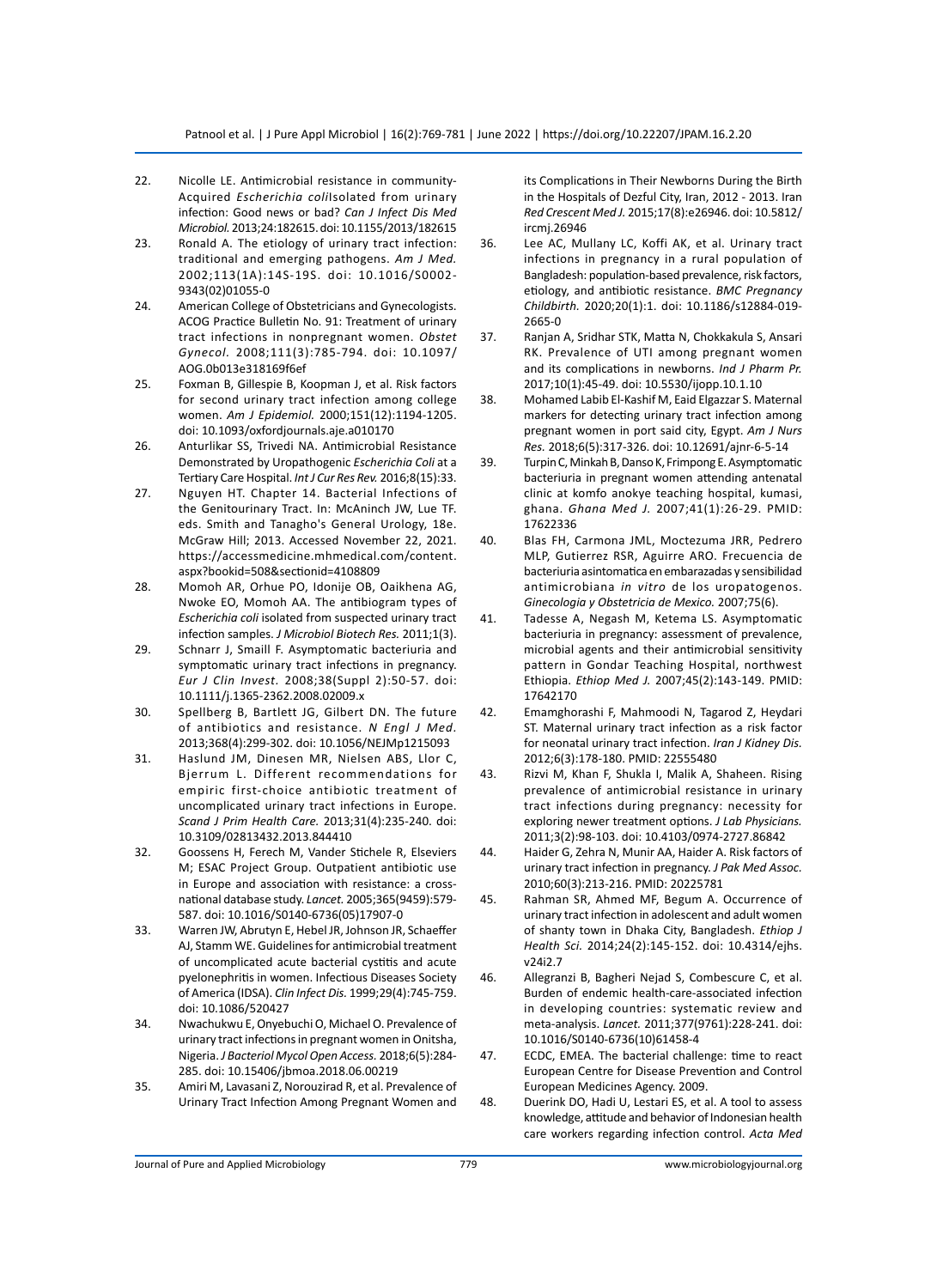22. Nicolle LE. Antimicrobial resistance in community-Acquired *Escherichia coli*Isolated from urinary infection: Good news or bad? *Can J Infect Dis Med Microbiol.* 2013;24:182615. doi: 10.1155/2013/182615
23. Ronald A. The etiology of urinary tract infection: traditional and emerging pathogens. *Am J Med.* 2002;113(1A):14S-19S. doi: 10.1016/S0002-9343(02)01055-0
24. American College of Obstetricians and Gynecologists. ACOG Practice Bulletin No. 91: Treatment of urinary tract infections in nonpregnant women. *Obstet Gynecol.* 2008;111(3):785-794. doi: 10.1097/AOG.0b013e318169f6ef
25. Foxman B, Gillespie B, Koopman J, et al. Risk factors for second urinary tract infection among college women. *Am J Epidemiol.* 2000;151(12):1194-1205. doi: 10.1093/oxfordjournals.aje.a010170
26. Anturlikar SS, Trivedi NA. Antimicrobial Resistance Demonstrated by Uropathogenic *Escherichia Coli* at a Tertiary Care Hospital. *Int J Cur Res Rev.* 2016;8(15):33.
27. Nguyen HT. Chapter 14. Bacterial Infections of the Genitourinary Tract. In: McAninch JW, Lue TF. eds. Smith and Tanagho's General Urology, 18e. McGraw Hill; 2013. Accessed November 22, 2021. https://accessmedicine.mhmedical.com/content.aspx?bookid=508&sectionid=4108809
28. Momoh AR, Orhue PO, Idonije OB, Oaikhena AG, Nwoke EO, Momoh AA. The antibiogram types of *Escherichia coli* isolated from suspected urinary tract infection samples. *J Microbiol Biotech Res.* 2011;1(3).
29. Schnarr J, Smaill F. Asymptomatic bacteriuria and symptomatic urinary tract infections in pregnancy. *Eur J Clin Invest.* 2008;38(Suppl 2):50-57. doi: 10.1111/j.1365-2362.2008.02009.x
30. Spellberg B, Bartlett JG, Gilbert DN. The future of antibiotics and resistance. *N Engl J Med.* 2013;368(4):299-302. doi: 10.1056/NEJMp1215093
31. Haslund JM, Dinesen MR, Nielsen ABS, Llor C, Bjerrum L. Different recommendations for empiric first-choice antibiotic treatment of uncomplicated urinary tract infections in Europe. *Scand J Prim Health Care.* 2013;31(4):235-240. doi: 10.3109/02813432.2013.844410
32. Goossens H, Ferech M, Vander Stichele R, Elseviers M; ESAC Project Group. Outpatient antibiotic use in Europe and association with resistance: a cross-national database study. *Lancet.* 2005;365(9459):579-587. doi: 10.1016/S0140-6736(05)17907-0
33. Warren JW, Abrutyn E, Hebel JR, Johnson JR, Schaeffer AJ, Stamm WE. Guidelines for antimicrobial treatment of uncomplicated acute bacterial cystitis and acute pyelonephritis in women. Infectious Diseases Society of America (IDSA). *Clin Infect Dis.* 1999;29(4):745-759. doi: 10.1086/520427
34. Nwachukwu E, Onyebuchi O, Michael O. Prevalence of urinary tract infections in pregnant women in Onitsha, Nigeria. *J Bacteriol Mycol Open Access.* 2018;6(5):284-285. doi: 10.15406/jbmoa.2018.06.00219
35. Amiri M, Lavasani Z, Norouzirad R, et al. Prevalence of Urinary Tract Infection Among Pregnant Women and its Complications in Their Newborns During the Birth in the Hospitals of Dezful City, Iran, 2012 - 2013. Iran *Red Crescent Med J.* 2015;17(8):e26946. doi: 10.5812/ircmj.26946
36. Lee AC, Mullany LC, Koffi AK, et al. Urinary tract infections in pregnancy in a rural population of Bangladesh: population-based prevalence, risk factors, etiology, and antibiotic resistance. *BMC Pregnancy Childbirth.* 2020;20(1):1. doi: 10.1186/s12884-019-2665-0
37. Ranjan A, Sridhar STK, Matta N, Chokkakula S, Ansari RK. Prevalence of UTI among pregnant women and its complications in newborns. *Ind J Pharm Pr.* 2017;10(1):45-49. doi: 10.5530/ijopp.10.1.10
38. Mohamed Labib El-Kashif M, Eaid Elgazzar S. Maternal markers for detecting urinary tract infection among pregnant women in port said city, Egypt. *Am J Nurs Res.* 2018;6(5):317-326. doi: 10.12691/ajnr-6-5-14
39. Turpin C, Minkah B, Danso K, Frimpong E. Asymptomatic bacteriuria in pregnant women attending antenatal clinic at komfo anokye teaching hospital, kumasi, ghana. *Ghana Med J.* 2007;41(1):26-29. PMID: 17622336
40. Blas FH, Carmona JML, Moctezuma JRR, Pedrero MLP, Gutierrez RSR, Aguirre ARO. Frecuencia de bacteriuria asintomatica en embarazadas y sensibilidad antimicrobiana *in vitro* de los uropatogenos. *Ginecologia y Obstetricia de Mexico.* 2007;75(6).
41. Tadesse A, Negash M, Ketema LS. Asymptomatic bacteriuria in pregnancy: assessment of prevalence, microbial agents and their antimicrobial sensitivity pattern in Gondar Teaching Hospital, northwest Ethiopia. *Ethiop Med J.* 2007;45(2):143-149. PMID: 17642170
42. Emamghorashi F, Mahmoodi N, Tagarod Z, Heydari ST. Maternal urinary tract infection as a risk factor for neonatal urinary tract infection. *Iran J Kidney Dis.* 2012;6(3):178-180. PMID: 22555480
43. Rizvi M, Khan F, Shukla I, Malik A, Shaheen. Rising prevalence of antimicrobial resistance in urinary tract infections during pregnancy: necessity for exploring newer treatment options. *J Lab Physicians.* 2011;3(2):98-103. doi: 10.4103/0974-2727.86842
44. Haider G, Zehra N, Munir AA, Haider A. Risk factors of urinary tract infection in pregnancy. *J Pak Med Assoc.* 2010;60(3):213-216. PMID: 20225781
45. Rahman SR, Ahmed MF, Begum A. Occurrence of urinary tract infection in adolescent and adult women of shanty town in Dhaka City, Bangladesh. *Ethiop J Health Sci.* 2014;24(2):145-152. doi: 10.4314/ejhs.v24i2.7
46. Allegranzi B, Bagheri Nejad S, Combescure C, et al. Burden of endemic health-care-associated infection in developing countries: systematic review and meta-analysis. *Lancet.* 2011;377(9761):228-241. doi: 10.1016/S0140-6736(10)61458-4
47. ECDC, EMEA. The bacterial challenge: time to react European Centre for Disease Prevention and Control European Medicines Agency. 2009.
48. Duerink DO, Hadi U, Lestari ES, et al. A tool to assess knowledge, attitude and behavior of Indonesian health care workers regarding infection control. *Acta Med*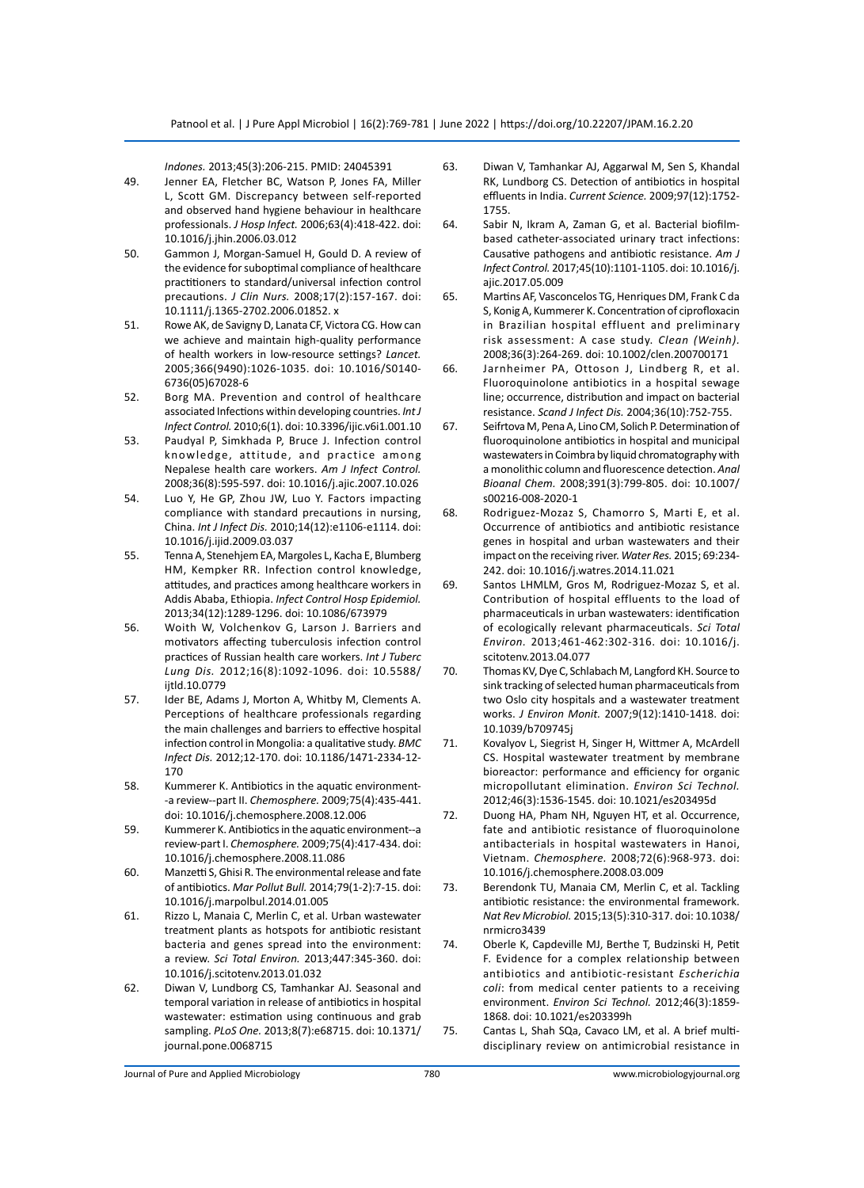*Indones.* 2013;45(3):206-215. PMID: 24045391

49. Jenner EA, Fletcher BC, Watson P, Jones FA, Miller L, Scott GM. Discrepancy between self-reported and observed hand hygiene behaviour in healthcare professionals. *J Hosp Infect.* 2006;63(4):418-422. doi: 10.1016/j.jhin.2006.03.012
50. Gammon J, Morgan-Samuel H, Gould D. A review of the evidence for suboptimal compliance of healthcare practitioners to standard/universal infection control precautions. *J Clin Nurs.* 2008;17(2):157-167. doi: 10.1111/j.1365-2702.2006.01852. x
51. Rowe AK, de Savigny D, Lanata CF, Victora CG. How can we achieve and maintain high-quality performance of health workers in low-resource settings? *Lancet.* 2005;366(9490):1026-1035. doi: 10.1016/S0140-6736(05)67028-6
52. Borg MA. Prevention and control of healthcare associated Infections within developing countries. *Int J Infect Control.* 2010;6(1). doi: 10.3396/ijic.v6i1.001.10
53. Paudyal P, Simkhada P, Bruce J. Infection control knowledge, attitude, and practice among Nepalese health care workers. *Am J Infect Control.* 2008;36(8):595-597. doi: 10.1016/j.ajic.2007.10.026
54. Luo Y, He GP, Zhou JW, Luo Y. Factors impacting compliance with standard precautions in nursing, China. *Int J Infect Dis.* 2010;14(12):e1106-e1114. doi: 10.1016/j.ijid.2009.03.037
55. Tenna A, Stenehjem EA, Margoles L, Kacha E, Blumberg HM, Kempker RR. Infection control knowledge, attitudes, and practices among healthcare workers in Addis Ababa, Ethiopia. *Infect Control Hosp Epidemiol.* 2013;34(12):1289-1296. doi: 10.1086/673979
56. Woith W, Volchenkov G, Larson J. Barriers and motivators affecting tuberculosis infection control practices of Russian health care workers. *Int J Tuberc Lung Dis.* 2012;16(8):1092-1096. doi: 10.5588/ijtld.10.0779
57. Ider BE, Adams J, Morton A, Whitby M, Clements A. Perceptions of healthcare professionals regarding the main challenges and barriers to effective hospital infection control in Mongolia: a qualitative study. *BMC Infect Dis.* 2012;12-170. doi: 10.1186/1471-2334-12-170
58. Kummerer K. Antibiotics in the aquatic environment--a review--part II. *Chemosphere.* 2009;75(4):435-441. doi: 10.1016/j.chemosphere.2008.12.006
59. Kummerer K. Antibiotics in the aquatic environment--a review-part I. *Chemosphere.* 2009;75(4):417-434. doi: 10.1016/j.chemosphere.2008.11.086
60. Manzetti S, Ghisi R. The environmental release and fate of antibiotics. *Mar Pollut Bull.* 2014;79(1-2):7-15. doi: 10.1016/j.marpolbul.2014.01.005
61. Rizzo L, Manaia C, Merlin C, et al. Urban wastewater treatment plants as hotspots for antibiotic resistant bacteria and genes spread into the environment: a review. *Sci Total Environ.* 2013;447:345-360. doi: 10.1016/j.scitotenv.2013.01.032
62. Diwan V, Lundborg CS, Tamhankar AJ. Seasonal and temporal variation in release of antibiotics in hospital wastewater: estimation using continuous and grab sampling. *PLoS One.* 2013;8(7):e68715. doi: 10.1371/journal.pone.0068715
63. Diwan V, Tamhankar AJ, Aggarwal M, Sen S, Khandal RK, Lundborg CS. Detection of antibiotics in hospital effluents in India. *Current Science.* 2009;97(12):1752-1755.
64. Sabir N, Ikram A, Zaman G, et al. Bacterial biofilm-based catheter-associated urinary tract infections: Causative pathogens and antibiotic resistance. *Am J Infect Control.* 2017;45(10):1101-1105. doi: 10.1016/j.ajic.2017.05.009
65. Martins AF, Vasconcelos TG, Henriques DM, Frank C da S, Konig A, Kummerer K. Concentration of ciprofloxacin in Brazilian hospital effluent and preliminary risk assessment: A case study. *Clean (Weinh).* 2008;36(3):264-269. doi: 10.1002/clen.200700171
66. Jarnheimer PA, Ottoson J, Lindberg R, et al. Fluoroquinolone antibiotics in a hospital sewage line; occurrence, distribution and impact on bacterial resistance. *Scand J Infect Dis.* 2004;36(10):752-755.
67. Seifrtova M, Pena A, Lino CM, Solich P. Determination of fluoroquinolone antibiotics in hospital and municipal wastewaters in Coimbra by liquid chromatography with a monolithic column and fluorescence detection. *Anal Bioanal Chem.* 2008;391(3):799-805. doi: 10.1007/s00216-008-2020-1
68. Rodriguez-Mozaz S, Chamorro S, Marti E, et al. Occurrence of antibiotics and antibiotic resistance genes in hospital and urban wastewaters and their impact on the receiving river. *Water Res.* 2015; 69:234-242. doi: 10.1016/j.watres.2014.11.021
69. Santos LHMLM, Gros M, Rodriguez-Mozaz S, et al. Contribution of hospital effluents to the load of pharmaceuticals in urban wastewaters: identification of ecologically relevant pharmaceuticals. *Sci Total Environ.* 2013;461-462:302-316. doi: 10.1016/j.scitotenv.2013.04.077
70. Thomas KV, Dye C, Schlabach M, Langford KH. Source to sink tracking of selected human pharmaceuticals from two Oslo city hospitals and a wastewater treatment works. *J Environ Monit.* 2007;9(12):1410-1418. doi: 10.1039/b709745j
71. Kovalyov L, Siegrist H, Singer H, Wittmer A, McArdell CS. Hospital wastewater treatment by membrane bioreactor: performance and efficiency for organic micropollutant elimination. *Environ Sci Technol.* 2012;46(3):1536-1545. doi: 10.1021/es203495d
72. Duong HA, Pham NH, Nguyen HT, et al. Occurrence, fate and antibiotic resistance of fluoroquinolone antibacterials in hospital wastewaters in Hanoi, Vietnam. *Chemosphere.* 2008;72(6):968-973. doi: 10.1016/j.chemosphere.2008.03.009
73. Berendonk TU, Manaia CM, Merlin C, et al. Tackling antibiotic resistance: the environmental framework. *Nat Rev Microbiol.* 2015;13(5):310-317. doi: 10.1038/nrmicro3439
74. Oberle K, Capdeville MJ, Berthe T, Budzinski H, Petit F. Evidence for a complex relationship between antibiotics and antibiotic-resistant *Escherichia coli*: from medical center patients to a receiving environment. *Environ Sci Technol.* 2012;46(3):1859-1868. doi: 10.1021/es203399h
75. Cantas L, Shah SQa, Cavaco LM, et al. A brief multi-disciplinary review on antimicrobial resistance in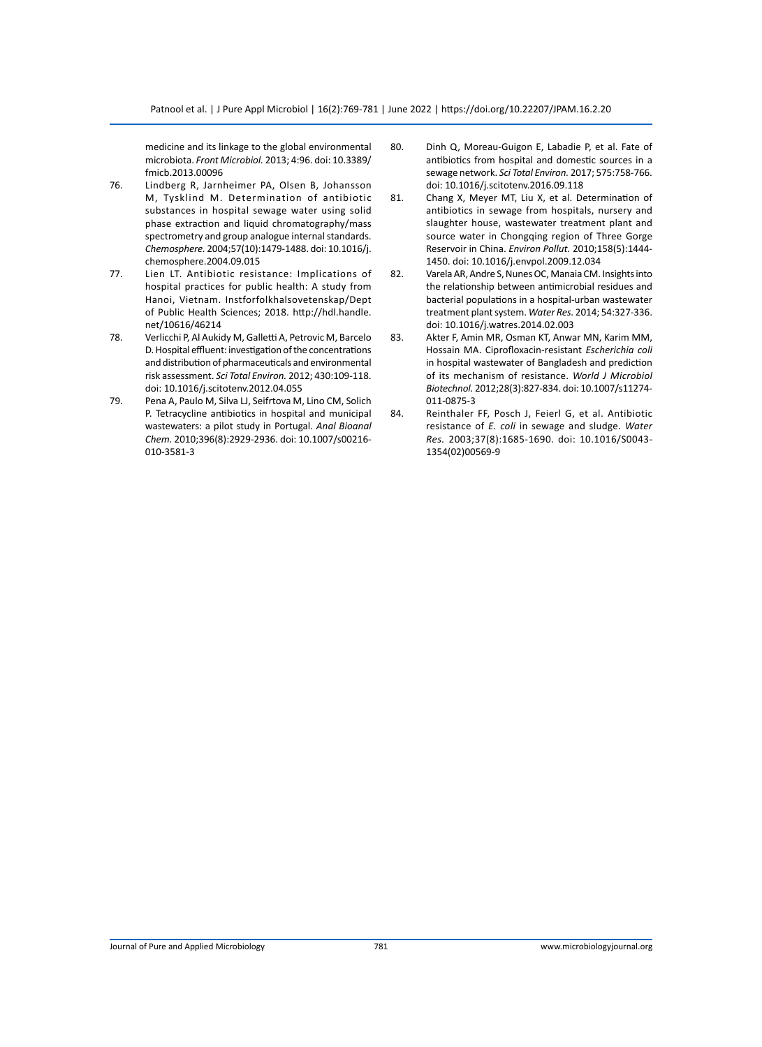medicine and its linkage to the global environmental microbiota. *Front Microbiol.* 2013; 4:96. doi: 10.3389/fmicb.2013.00096

76. Lindberg R, Jarnheimer PA, Olsen B, Johansson M, Tysklind M. Determination of antibiotic substances in hospital sewage water using solid phase extraction and liquid chromatography/mass spectrometry and group analogue internal standards. *Chemosphere.* 2004;57(10):1479-1488. doi: 10.1016/j.chemosphere.2004.09.015
77. Lien LT. Antibiotic resistance: Implications of hospital practices for public health: A study from Hanoi, Vietnam. Instforfolkhalsovetenskap/Dept of Public Health Sciences; 2018. http://hdl.handle.net/10616/46214
78. Verlicchi P, Al Aukidy M, Galletti A, Petrovic M, Barcelo D. Hospital effluent: investigation of the concentrations and distribution of pharmaceuticals and environmental risk assessment. *Sci Total Environ.* 2012; 430:109-118. doi: 10.1016/j.scitotenv.2012.04.055
79. Pena A, Paulo M, Silva LJ, Seifrtova M, Lino CM, Solich P. Tetracycline antibiotics in hospital and municipal wastewaters: a pilot study in Portugal. *Anal Bioanal Chem.* 2010;396(8):2929-2936. doi: 10.1007/s00216-010-3581-3
80. Dinh Q, Moreau-Guigon E, Labadie P, et al. Fate of antibiotics from hospital and domestic sources in a sewage network. *Sci Total Environ.* 2017; 575:758-766. doi: 10.1016/j.scitotenv.2016.09.118
81. Chang X, Meyer MT, Liu X, et al. Determination of antibiotics in sewage from hospitals, nursery and slaughter house, wastewater treatment plant and source water in Chongqing region of Three Gorge Reservoir in China. *Environ Pollut.* 2010;158(5):1444-1450. doi: 10.1016/j.envpol.2009.12.034
82. Varela AR, Andre S, Nunes OC, Manaia CM. Insights into the relationship between antimicrobial residues and bacterial populations in a hospital-urban wastewater treatment plant system. *Water Res.* 2014; 54:327-336. doi: 10.1016/j.watres.2014.02.003
83. Akter F, Amin MR, Osman KT, Anwar MN, Karim MM, Hossain MA. Ciprofloxacin-resistant *Escherichia coli* in hospital wastewater of Bangladesh and prediction of its mechanism of resistance. *World J Microbiol Biotechnol.* 2012;28(3):827-834. doi: 10.1007/s11274-011-0875-3
84. Reinthaler FF, Posch J, Feierl G, et al. Antibiotic resistance of *E. coli* in sewage and sludge. *Water Res.* 2003;37(8):1685-1690. doi: 10.1016/S0043-1354(02)00569-9